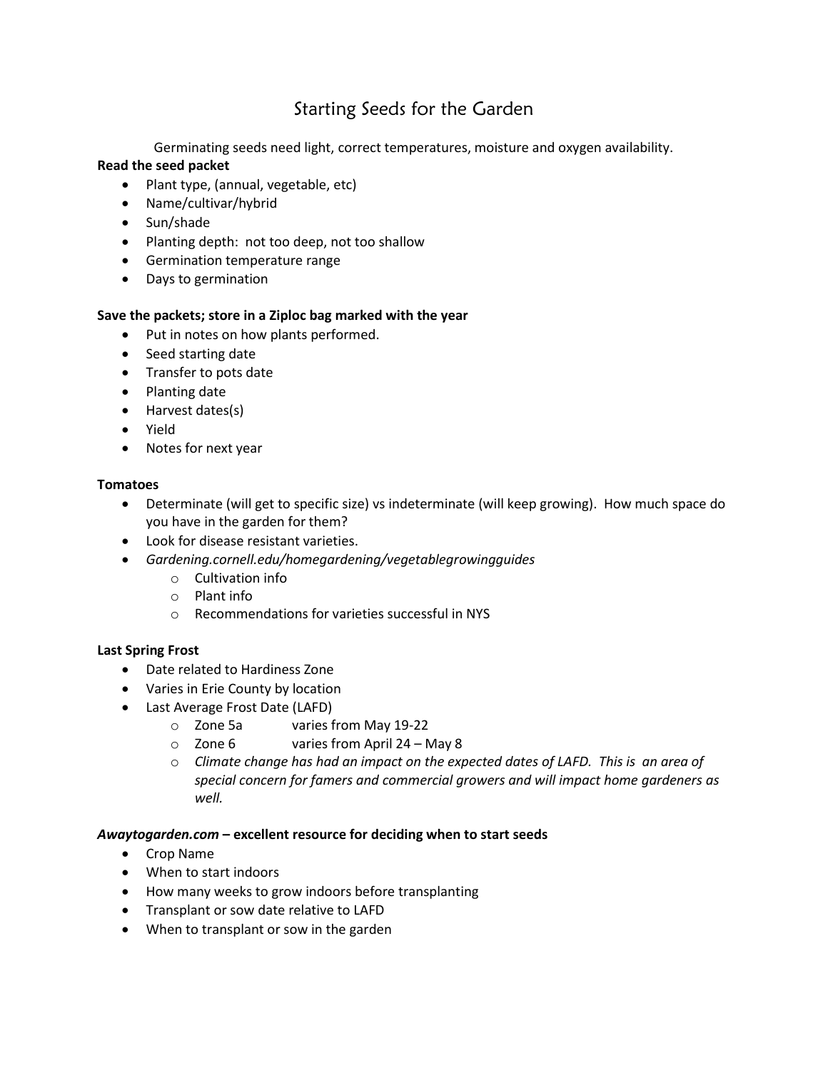# Starting Seeds for the Garden

Germinating seeds need light, correct temperatures, moisture and oxygen availability.

**Read the seed packet**

- Plant type, (annual, vegetable, etc)
- Name/cultivar/hybrid
- Sun/shade
- Planting depth: not too deep, not too shallow
- Germination temperature range
- Days to germination

**Save the packets; store in a Ziploc bag marked with the year**

- Put in notes on how plants performed.
- Seed starting date
- Transfer to pots date
- Planting date
- Harvest dates(s)
- Yield
- Notes for next year

**Tomatoes**

- Determinate (will get to specific size) vs indeterminate (will keep growing). How much space do you have in the garden for them?
- Look for disease resistant varieties.
- *Gardening.cornell.edu/homegardening/vegetablegrowingguides*
  - Cultivation info
  - Plant info
  - Recommendations for varieties successful in NYS

**Last Spring Frost**

- Date related to Hardiness Zone
- Varies in Erie County by location
- Last Average Frost Date (LAFD)
  - Zone 5a varies from May 19-22
  - Zone 6 varies from April 24 – May 8
  - *Climate change has had an impact on the expected dates of LAFD. This is an area of special concern for famers and commercial growers and will impact home gardeners as well.*

***Awaytogarden.com* – excellent resource for deciding when to start seeds**

- Crop Name
- When to start indoors
- How many weeks to grow indoors before transplanting
- Transplant or sow date relative to LAFD
- When to transplant or sow in the garden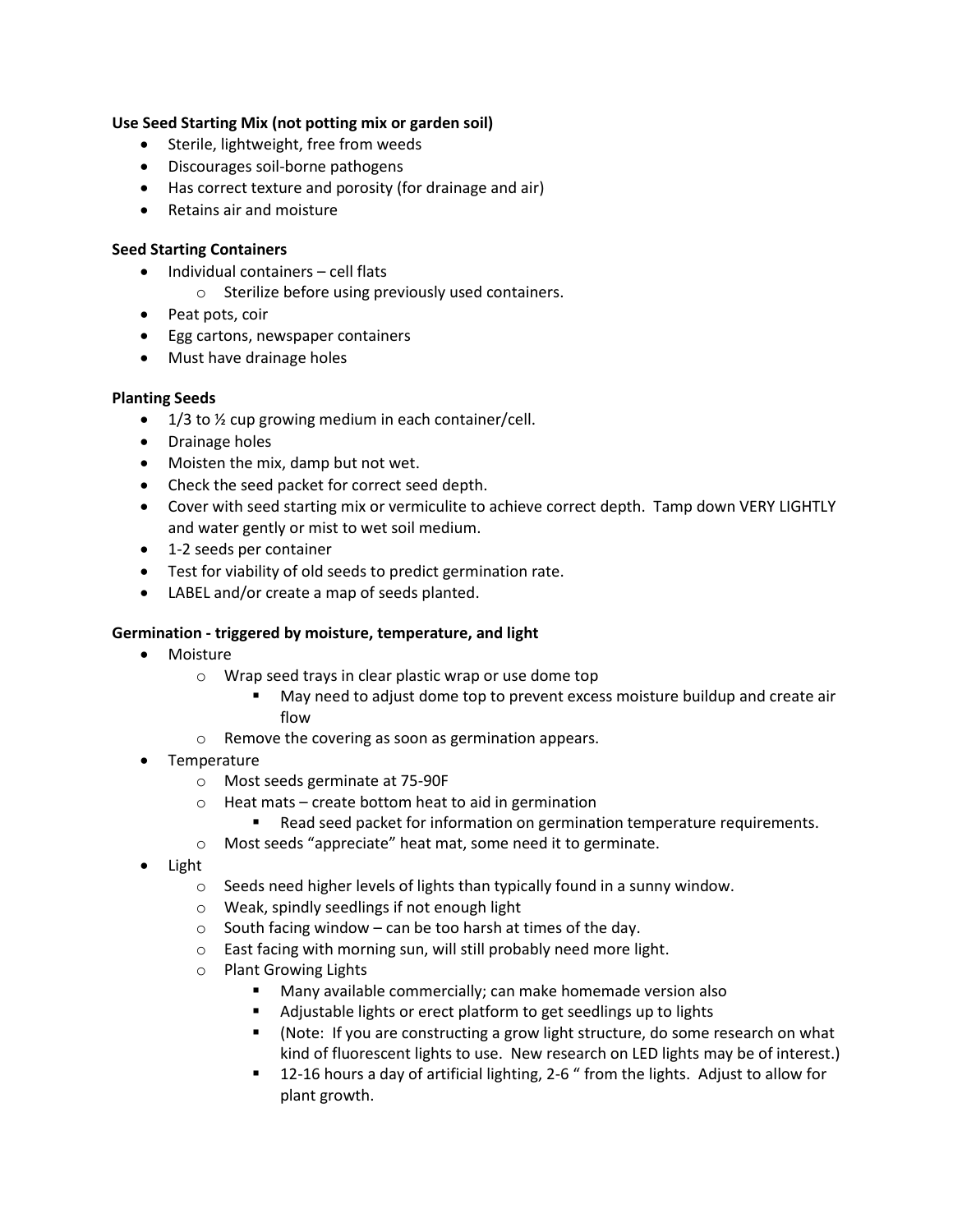**Use Seed Starting Mix (not potting mix or garden soil)**

- Sterile, lightweight, free from weeds
- Discourages soil-borne pathogens
- Has correct texture and porosity (for drainage and air)
- Retains air and moisture

**Seed Starting Containers**

- Individual containers – cell flats
  - Sterilize before using previously used containers.
- Peat pots, coir
- Egg cartons, newspaper containers
- Must have drainage holes

**Planting Seeds**

- 1/3 to ½ cup growing medium in each container/cell.
- Drainage holes
- Moisten the mix, damp but not wet.
- Check the seed packet for correct seed depth.
- Cover with seed starting mix or vermiculite to achieve correct depth. Tamp down VERY LIGHTLY and water gently or mist to wet soil medium.
- 1-2 seeds per container
- Test for viability of old seeds to predict germination rate.
- LABEL and/or create a map of seeds planted.

**Germination - triggered by moisture, temperature, and light**

- Moisture
  - Wrap seed trays in clear plastic wrap or use dome top
    - May need to adjust dome top to prevent excess moisture buildup and create air flow
  - Remove the covering as soon as germination appears.
- Temperature
  - Most seeds germinate at 75-90F
  - Heat mats – create bottom heat to aid in germination
    - Read seed packet for information on germination temperature requirements.
  - Most seeds "appreciate" heat mat, some need it to germinate.
- Light
  - Seeds need higher levels of lights than typically found in a sunny window.
  - Weak, spindly seedlings if not enough light
  - South facing window – can be too harsh at times of the day.
  - East facing with morning sun, will still probably need more light.
  - Plant Growing Lights
    - Many available commercially; can make homemade version also
    - Adjustable lights or erect platform to get seedlings up to lights
    - (Note: If you are constructing a grow light structure, do some research on what kind of fluorescent lights to use. New research on LED lights may be of interest.)
    - 12-16 hours a day of artificial lighting, 2-6 " from the lights. Adjust to allow for plant growth.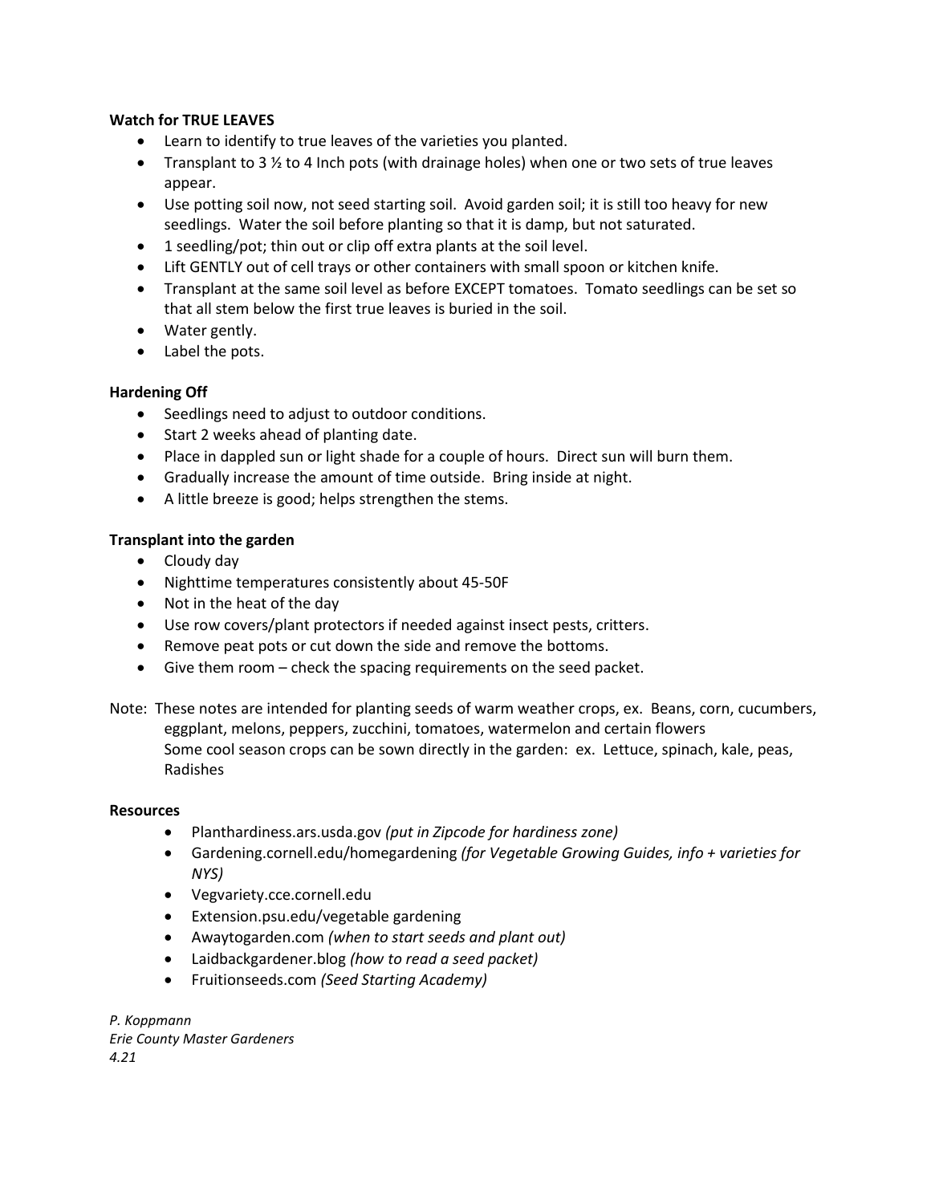**Watch for TRUE LEAVES**

- Learn to identify to true leaves of the varieties you planted.
- Transplant to 3 ½ to 4 Inch pots (with drainage holes) when one or two sets of true leaves appear.
- Use potting soil now, not seed starting soil. Avoid garden soil; it is still too heavy for new seedlings. Water the soil before planting so that it is damp, but not saturated.
- 1 seedling/pot; thin out or clip off extra plants at the soil level.
- Lift GENTLY out of cell trays or other containers with small spoon or kitchen knife.
- Transplant at the same soil level as before EXCEPT tomatoes. Tomato seedlings can be set so that all stem below the first true leaves is buried in the soil.
- Water gently.
- Label the pots.

**Hardening Off**

- Seedlings need to adjust to outdoor conditions.
- Start 2 weeks ahead of planting date.
- Place in dappled sun or light shade for a couple of hours. Direct sun will burn them.
- Gradually increase the amount of time outside. Bring inside at night.
- A little breeze is good; helps strengthen the stems.

**Transplant into the garden**

- Cloudy day
- Nighttime temperatures consistently about 45-50F
- Not in the heat of the day
- Use row covers/plant protectors if needed against insect pests, critters.
- Remove peat pots or cut down the side and remove the bottoms.
- Give them room – check the spacing requirements on the seed packet.

Note: These notes are intended for planting seeds of warm weather crops, ex. Beans, corn, cucumbers, eggplant, melons, peppers, zucchini, tomatoes, watermelon and certain flowers
Some cool season crops can be sown directly in the garden: ex. Lettuce, spinach, kale, peas, Radishes

**Resources**

- Planthardiness.ars.usda.gov *(put in Zipcode for hardiness zone)*
- Gardening.cornell.edu/homegardening *(for Vegetable Growing Guides, info + varieties for NYS)*
- Vegvariety.cce.cornell.edu
- Extension.psu.edu/vegetable gardening
- Awaytogarden.com *(when to start seeds and plant out)*
- Laidbackgardener.blog *(how to read a seed packet)*
- Fruitionseeds.com *(Seed Starting Academy)*

*P. Koppmann*
*Erie County Master Gardeners*
*4.21*